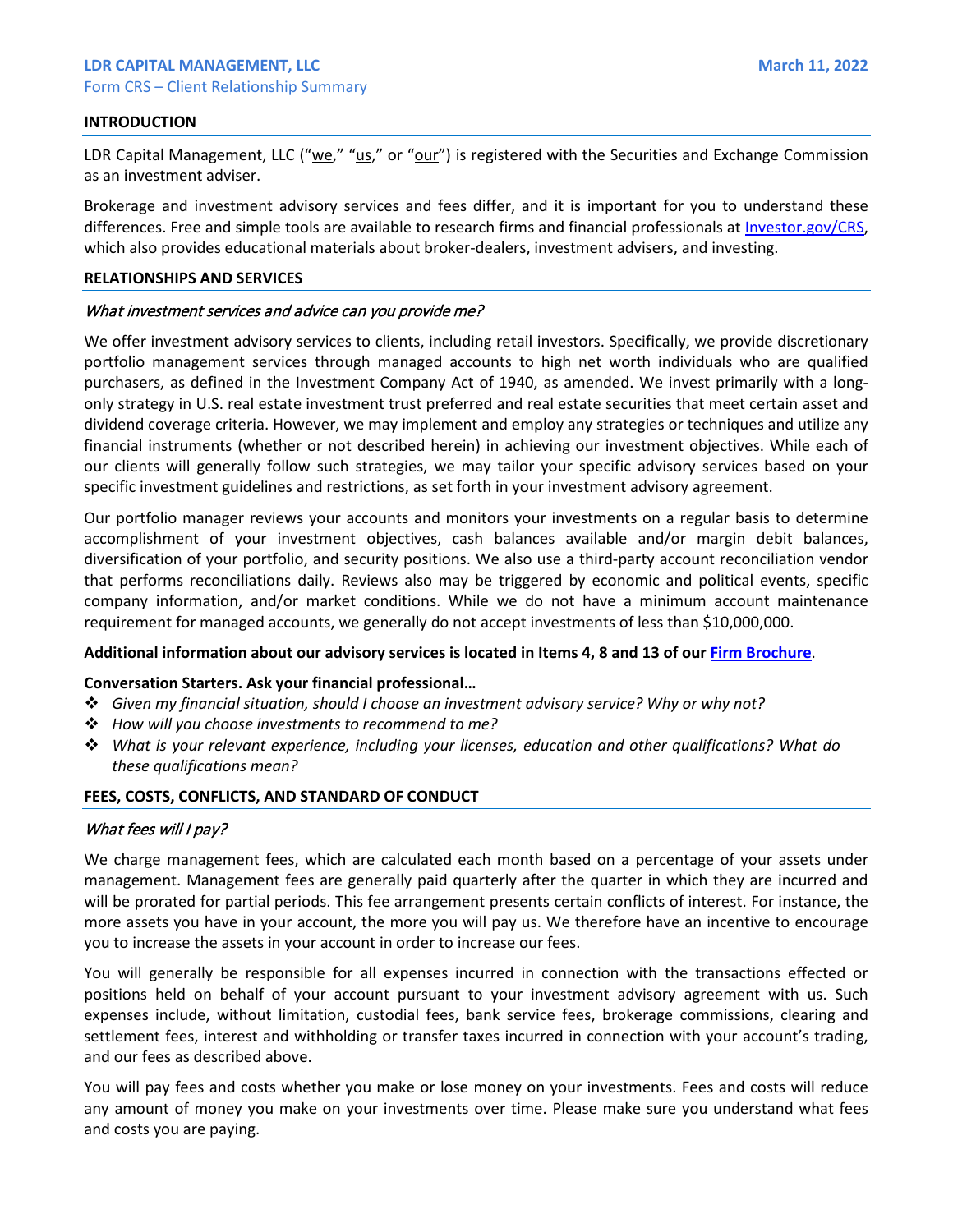**LDR CAPITAL MANAGEMENT, LLC** **March 11, 2022**

Form CRS – Client Relationship Summary

## INTRODUCTION

LDR Capital Management, LLC ("we," "us," or "our") is registered with the Securities and Exchange Commission as an investment adviser.

Brokerage and investment advisory services and fees differ, and it is important for you to understand these differences. Free and simple tools are available to research firms and financial professionals at [Investor.gov/CRS](Investor.gov/CRS), which also provides educational materials about broker-dealers, investment advisers, and investing.

## RELATIONSHIPS AND SERVICES

### *What investment services and advice can you provide me?*

We offer investment advisory services to clients, including retail investors. Specifically, we provide discretionary portfolio management services through managed accounts to high net worth individuals who are qualified purchasers, as defined in the Investment Company Act of 1940, as amended. We invest primarily with a long-only strategy in U.S. real estate investment trust preferred and real estate securities that meet certain asset and dividend coverage criteria. However, we may implement and employ any strategies or techniques and utilize any financial instruments (whether or not described herein) in achieving our investment objectives. While each of our clients will generally follow such strategies, we may tailor your specific advisory services based on your specific investment guidelines and restrictions, as set forth in your investment advisory agreement.

Our portfolio manager reviews your accounts and monitors your investments on a regular basis to determine accomplishment of your investment objectives, cash balances available and/or margin debit balances, diversification of your portfolio, and security positions. We also use a third-party account reconciliation vendor that performs reconciliations daily. Reviews also may be triggered by economic and political events, specific company information, and/or market conditions. While we do not have a minimum account maintenance requirement for managed accounts, we generally do not accept investments of less than $10,000,000.

**Additional information about our advisory services is located in Items 4, 8 and 13 of our Firm Brochure.**

**Conversation Starters. Ask your financial professional…**

- *Given my financial situation, should I choose an investment advisory service? Why or why not?*
- *How will you choose investments to recommend to me?*
- *What is your relevant experience, including your licenses, education and other qualifications? What do these qualifications mean?*

## FEES, COSTS, CONFLICTS, AND STANDARD OF CONDUCT

### *What fees will I pay?*

We charge management fees, which are calculated each month based on a percentage of your assets under management. Management fees are generally paid quarterly after the quarter in which they are incurred and will be prorated for partial periods. This fee arrangement presents certain conflicts of interest. For instance, the more assets you have in your account, the more you will pay us. We therefore have an incentive to encourage you to increase the assets in your account in order to increase our fees.

You will generally be responsible for all expenses incurred in connection with the transactions effected or positions held on behalf of your account pursuant to your investment advisory agreement with us. Such expenses include, without limitation, custodial fees, bank service fees, brokerage commissions, clearing and settlement fees, interest and withholding or transfer taxes incurred in connection with your account's trading, and our fees as described above.

You will pay fees and costs whether you make or lose money on your investments. Fees and costs will reduce any amount of money you make on your investments over time. Please make sure you understand what fees and costs you are paying.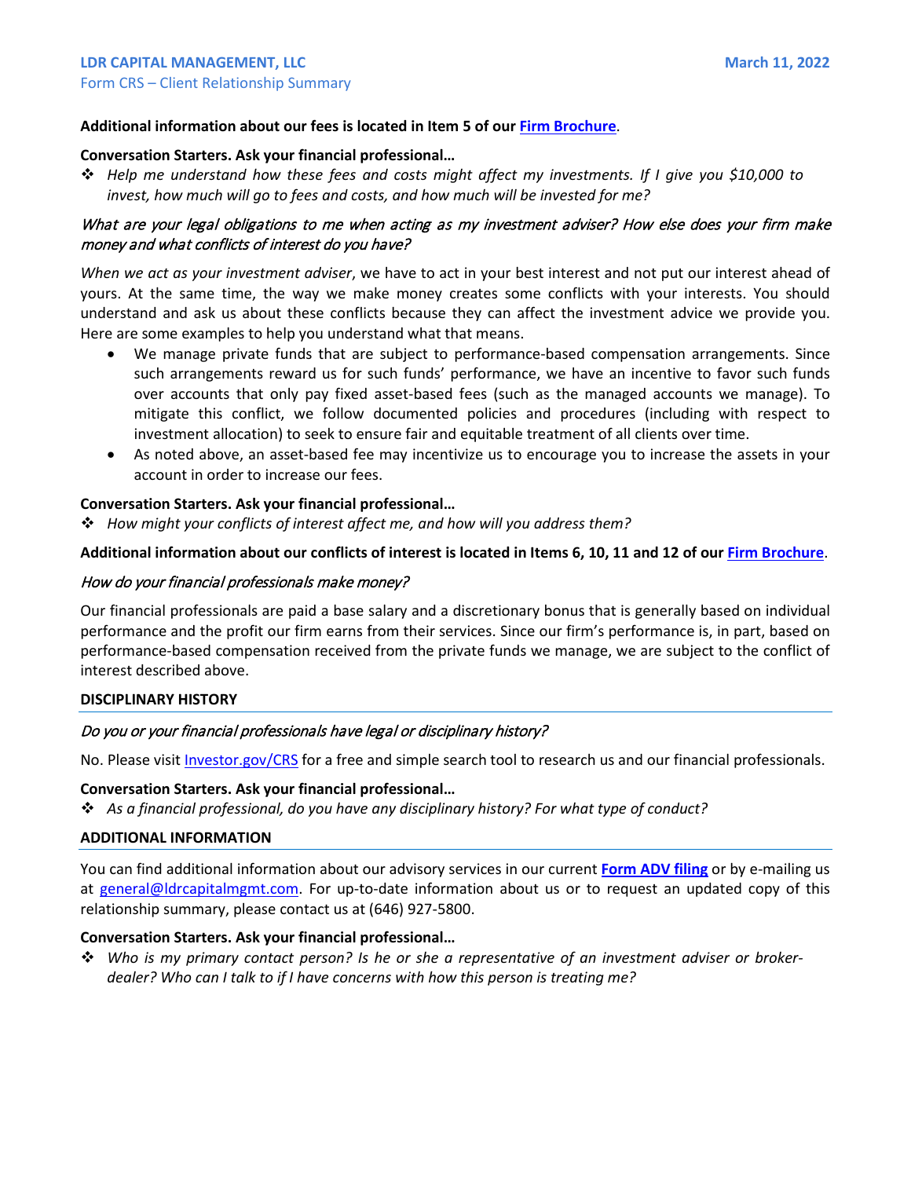**Additional information about our fees is located in Item 5 of our [Firm Brochure](#).**

**Conversation Starters. Ask your financial professional…**

- *Help me understand how these fees and costs might affect my investments. If I give you $10,000 to invest, how much will go to fees and costs, and how much will be invested for me?*

*What are your legal obligations to me when acting as my investment adviser? How else does your firm make money and what conflicts of interest do you have?*

*When we act as your investment adviser*, we have to act in your best interest and not put our interest ahead of yours. At the same time, the way we make money creates some conflicts with your interests. You should understand and ask us about these conflicts because they can affect the investment advice we provide you. Here are some examples to help you understand what that means.

- We manage private funds that are subject to performance-based compensation arrangements. Since such arrangements reward us for such funds' performance, we have an incentive to favor such funds over accounts that only pay fixed asset-based fees (such as the managed accounts we manage). To mitigate this conflict, we follow documented policies and procedures (including with respect to investment allocation) to seek to ensure fair and equitable treatment of all clients over time.
- As noted above, an asset-based fee may incentivize us to encourage you to increase the assets in your account in order to increase our fees.

**Conversation Starters. Ask your financial professional…**

- *How might your conflicts of interest affect me, and how will you address them?*

**Additional information about our conflicts of interest is located in Items 6, 10, 11 and 12 of our [Firm Brochure](#).**

*How do your financial professionals make money?*

Our financial professionals are paid a base salary and a discretionary bonus that is generally based on individual performance and the profit our firm earns from their services. Since our firm's performance is, in part, based on performance-based compensation received from the private funds we manage, we are subject to the conflict of interest described above.

## DISCIPLINARY HISTORY

*Do you or your financial professionals have legal or disciplinary history?*

No. Please visit [Investor.gov/CRS](#) for a free and simple search tool to research us and our financial professionals.

**Conversation Starters. Ask your financial professional…**

- *As a financial professional, do you have any disciplinary history? For what type of conduct?*

## ADDITIONAL INFORMATION

You can find additional information about our advisory services in our current **[Form ADV filing](#)** or by e-mailing us at [general@ldrcapitalmgmt.com](mailto:general@ldrcapitalmgmt.com). For up-to-date information about us or to request an updated copy of this relationship summary, please contact us at (646) 927-5800.

**Conversation Starters. Ask your financial professional…**

- *Who is my primary contact person? Is he or she a representative of an investment adviser or broker-dealer? Who can I talk to if I have concerns with how this person is treating me?*